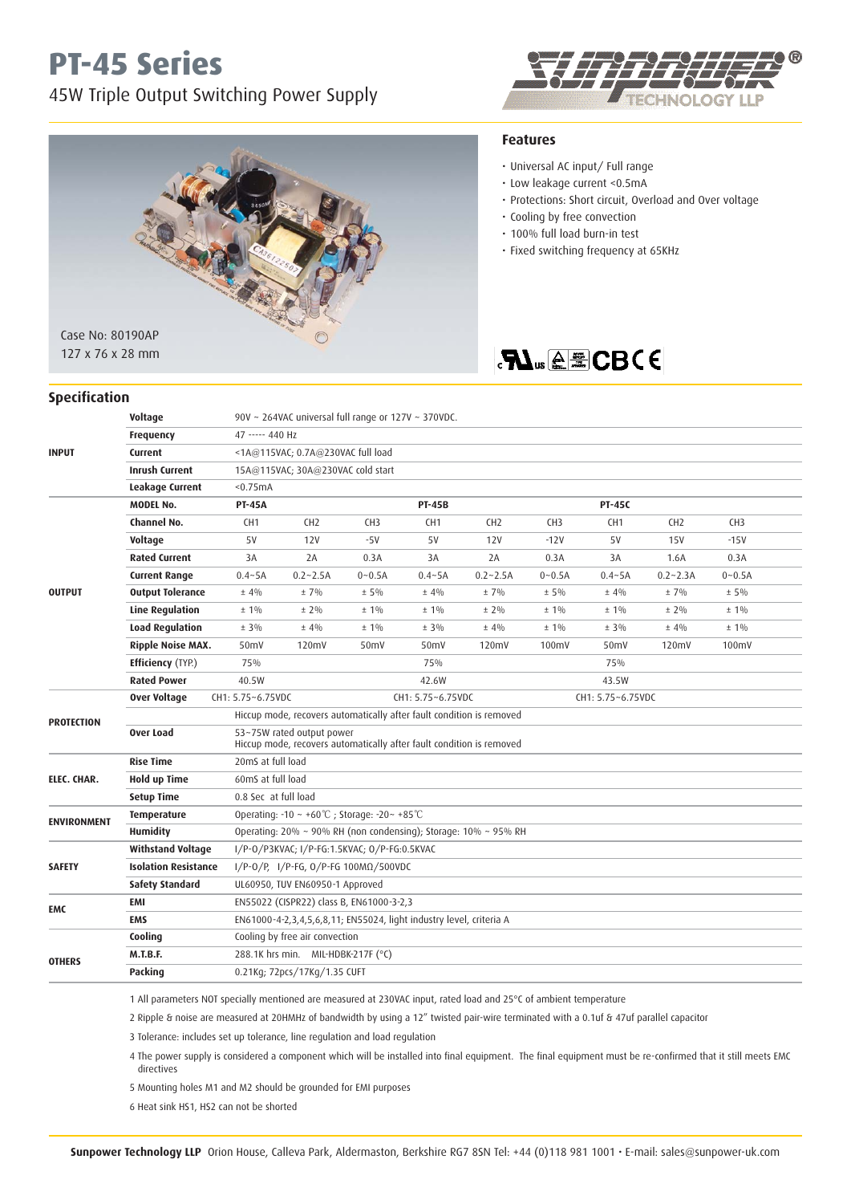# PT-45 Series

45W Triple Output Switching Power Supply

Case No: 80190AP
127 x 76 x 28 mm

## Features

- Universal AC input/ Full range
- Low leakage current <0.5mA
- Protections: Short circuit, Overload and Over voltage
- Cooling by free convection
- 100% full load burn-in test
- Fixed switching frequency at 65KHz

## Specification

| | | | | | | | | | | |
|---|---|---|---|---|---|---|---|---|---|---|
| INPUT | Voltage | 90V ~ 264VAC universal full range or 127V ~ 370VDC. | | | | | | | | |
| | Frequency | 47 ----- 440 Hz | | | | | | | | |
| | Current | <1A@115VAC; 0.7A@230VAC full load | | | | | | | | |
| | Inrush Current | 15A@115VAC; 30A@230VAC cold start | | | | | | | | |
| | Leakage Current | <0.75mA | | | | | | | | |
| OUTPUT | MODEL No. | PT-45A | | | PT-45B | | | PT-45C | | |
| | Channel No. | CH1 | CH2 | CH3 | CH1 | CH2 | CH3 | CH1 | CH2 | CH3 |
| | Voltage | 5V | 12V | -5V | 5V | 12V | -12V | 5V | 15V | -15V |
| | Rated Current | 3A | 2A | 0.3A | 3A | 2A | 0.3A | 3A | 1.6A | 0.3A |
| | Current Range | 0.4~5A | 0.2~2.5A | 0~0.5A | 0.4~5A | 0.2~2.5A | 0~0.5A | 0.4~5A | 0.2~2.3A | 0~0.5A |
| | Output Tolerance | ± 4% | ± 7% | ± 5% | ± 4% | ± 7% | ± 5% | ± 4% | ± 7% | ± 5% |
| | Line Regulation | ± 1% | ± 2% | ± 1% | ± 1% | ± 2% | ± 1% | ± 1% | ± 2% | ± 1% |
| | Load Regulation | ± 3% | ± 4% | ± 1% | ± 3% | ± 4% | ± 1% | ± 3% | ± 4% | ± 1% |
| | Ripple Noise MAX. | 50mV | 120mV | 50mV | 50mV | 120mV | 100mV | 50mV | 120mV | 100mV |
| | Efficiency (TYP.) | 75% | | | 75% | | | 75% | | |
| | Rated Power | 40.5W | | | 42.6W | | | 43.5W | | |
| PROTECTION | Over Voltage | CH1: 5.75~6.75VDC | | | CH1: 5.75~6.75VDC | | | CH1: 5.75~6.75VDC | | |
| | | Hiccup mode, recovers automatically after fault condition is removed | | | | | | | | |
| | Over Load | 53~75W rated output power<br>Hiccup mode, recovers automatically after fault condition is removed | | | | | | | | |
| ELEC. CHAR. | Rise Time | 20mS at full load | | | | | | | | |
| | Hold up Time | 60mS at full load | | | | | | | | |
| | Setup Time | 0.8 Sec at full load | | | | | | | | |
| ENVIRONMENT | Temperature | Operating: -10 ~ +60℃ ; Storage: -20~ +85℃ | | | | | | | | |
| | Humidity | Operating: 20% ~ 90% RH (non condensing); Storage: 10% ~ 95% RH | | | | | | | | |
| SAFETY | Withstand Voltage | I/P-O/P3KVAC; I/P-FG:1.5KVAC; O/P-FG:0.5KVAC | | | | | | | | |
| | Isolation Resistance | I/P-O/P, I/P-FG, O/P-FG 100MΩ/500VDC | | | | | | | | |
| | Safety Standard | UL60950, TUV EN60950-1 Approved | | | | | | | | |
| EMC | EMI | EN55022 (CISPR22) class B, EN61000-3-2,3 | | | | | | | | |
| | EMS | EN61000-4-2,3,4,5,6,8,11; EN55024, light industry level, criteria A | | | | | | | | |
| OTHERS | Cooling | Cooling by free air convection | | | | | | | | |
| | M.T.B.F. | 288.1K hrs min. MIL-HDBK-217F (°C) | | | | | | | | |
| | Packing | 0.21Kg; 72pcs/17Kg/1.35 CUFT | | | | | | | | |

1 All parameters NOT specially mentioned are measured at 230VAC input, rated load and 25°C of ambient temperature

2 Ripple & noise are measured at 20HMHz of bandwidth by using a 12" twisted pair-wire terminated with a 0.1uf & 47uf parallel capacitor

3 Tolerance: includes set up tolerance, line regulation and load regulation

4 The power supply is considered a component which will be installed into final equipment. The final equipment must be re-confirmed that it still meets EMC directives

5 Mounting holes M1 and M2 should be grounded for EMI purposes

6 Heat sink HS1, HS2 can not be shorted

**Sunpower Technology LLP** Orion House, Calleva Park, Aldermaston, Berkshire RG7 8SN Tel: +44 (0)118 981 1001 • E-mail: sales@sunpower-uk.com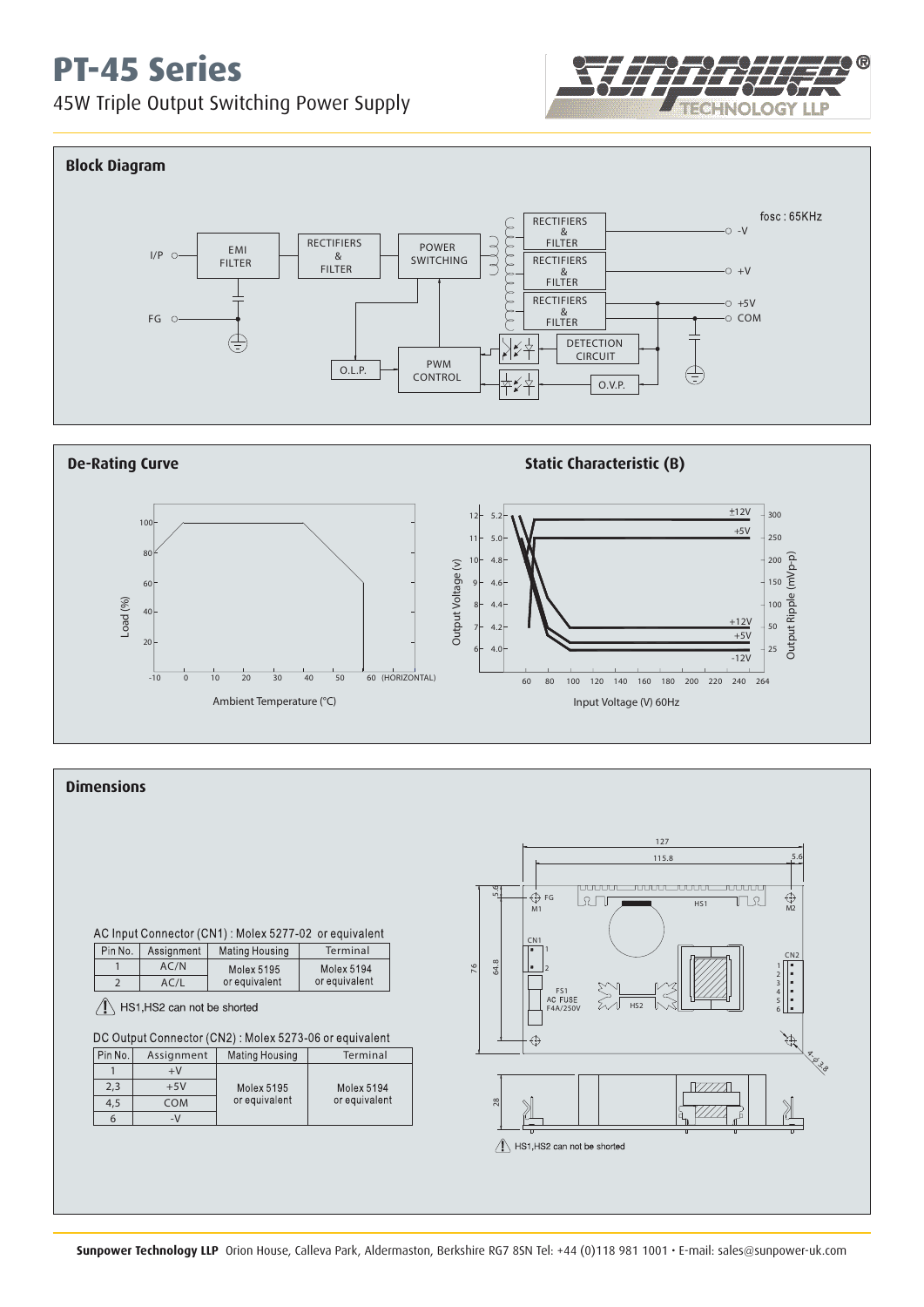# PT-45 Series

45W Triple Output Switching Power Supply

## Block Diagram

I/P
FG
EMI FILTER
RECTIFIERS & FILTER
POWER SWITCHING
RECTIFIERS & FILTER
RECTIFIERS & FILTER
RECTIFIERS & FILTER
fosc : 65KHz
-V
+V
+5V
COM
DETECTION CIRCUIT
O.L.P.
PWM CONTROL
O.V.P.

## De-Rating Curve

Load (%)
100
80
60
40
20
-10 0 10 20 30 40 50 60 (HORIZONTAL)
Ambient Temperature (°C)

## Static Characteristic (B)

Output Voltage (v)
12 5.2
11 5.0
10 4.8
9 4.6
8 4.4
7 4.2
6 4.0
±12V
+5V
+12V
+5V
-12V
Output Ripple (mVp-p)
300
250
200
150
100
50
25
60 80 100 120 140 160 180 200 220 240 264
Input Voltage (V) 60Hz

## Dimensions

AC Input Connector (CN1) : Molex 5277-02 or equivalent

| Pin No. | Assignment | Mating Housing | Terminal |
|---|---|---|---|
| 1 | AC/N | Molex 5195 or equivalent | Molex 5194 or equivalent |
| 2 | AC/L | | |

⚠ HS1,HS2 can not be shorted

DC Output Connector (CN2) : Molex 5273-06 or equivalent

| Pin No. | Assignment | Mating Housing | Terminal |
|---|---|---|---|
| 1 | +V | Molex 5195 or equivalent | Molex 5194 or equivalent |
| 2,3 | +5V | | |
| 4,5 | COM | | |
| 6 | -V | | |

127
115.8
5.6
5.6
76
64.8
28
FG
M1
HS1
M2
CN1
CN2
FS1 AC FUSE F4A/250V
HS2
4-φ3.8

⚠ HS1,HS2 can not be shorted

**Sunpower Technology LLP** Orion House, Calleva Park, Aldermaston, Berkshire RG7 8SN Tel: +44 (0)118 981 1001 • E-mail: sales@sunpower-uk.com